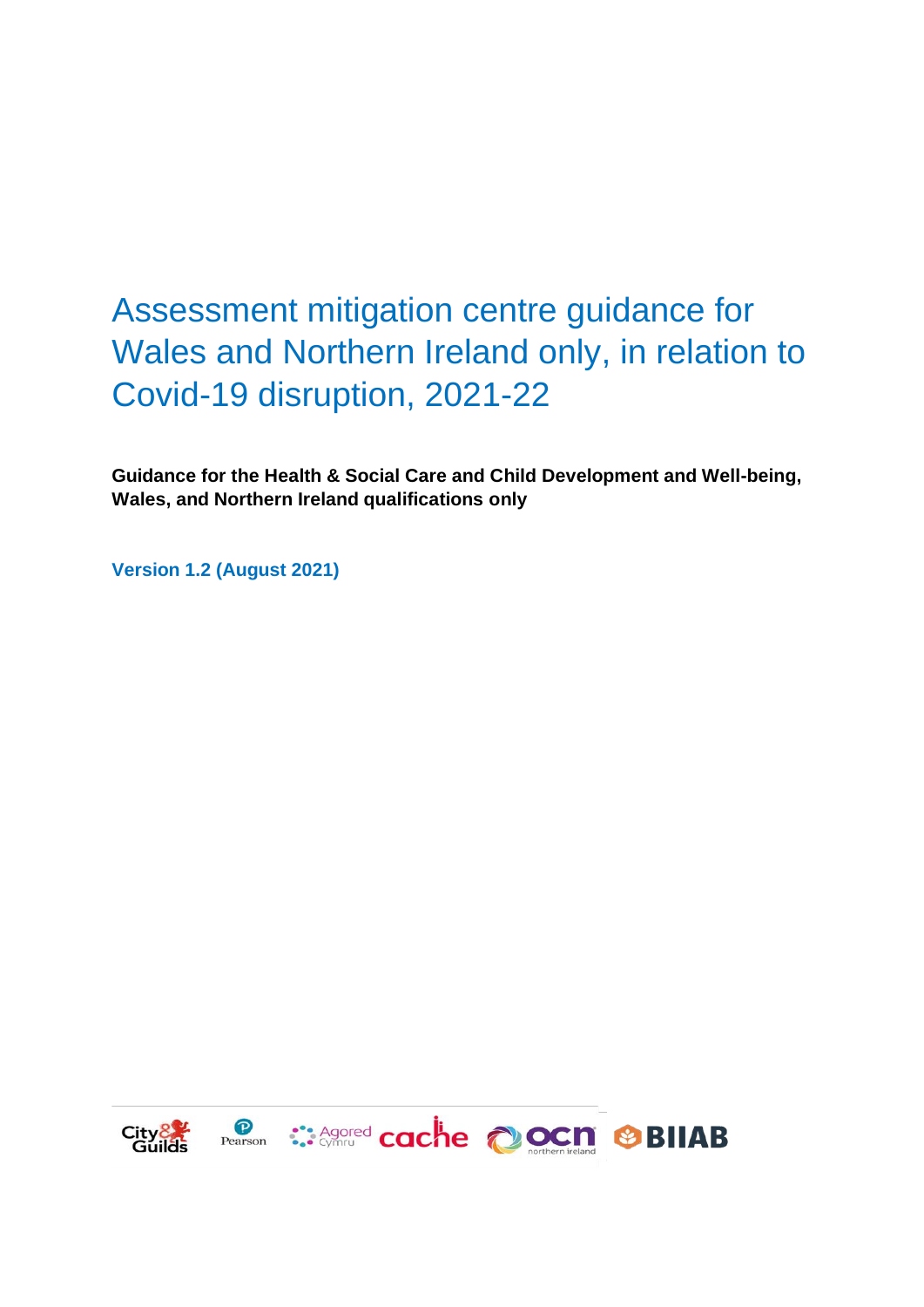# Assessment mitigation centre guidance for Wales and Northern Ireland only, in relation to Covid-19 disruption, 2021-22

**Guidance for the Health & Social Care and Child Development and Well-being, Wales, and Northern Ireland qualifications only**

**Version 1.2 (August 2021)**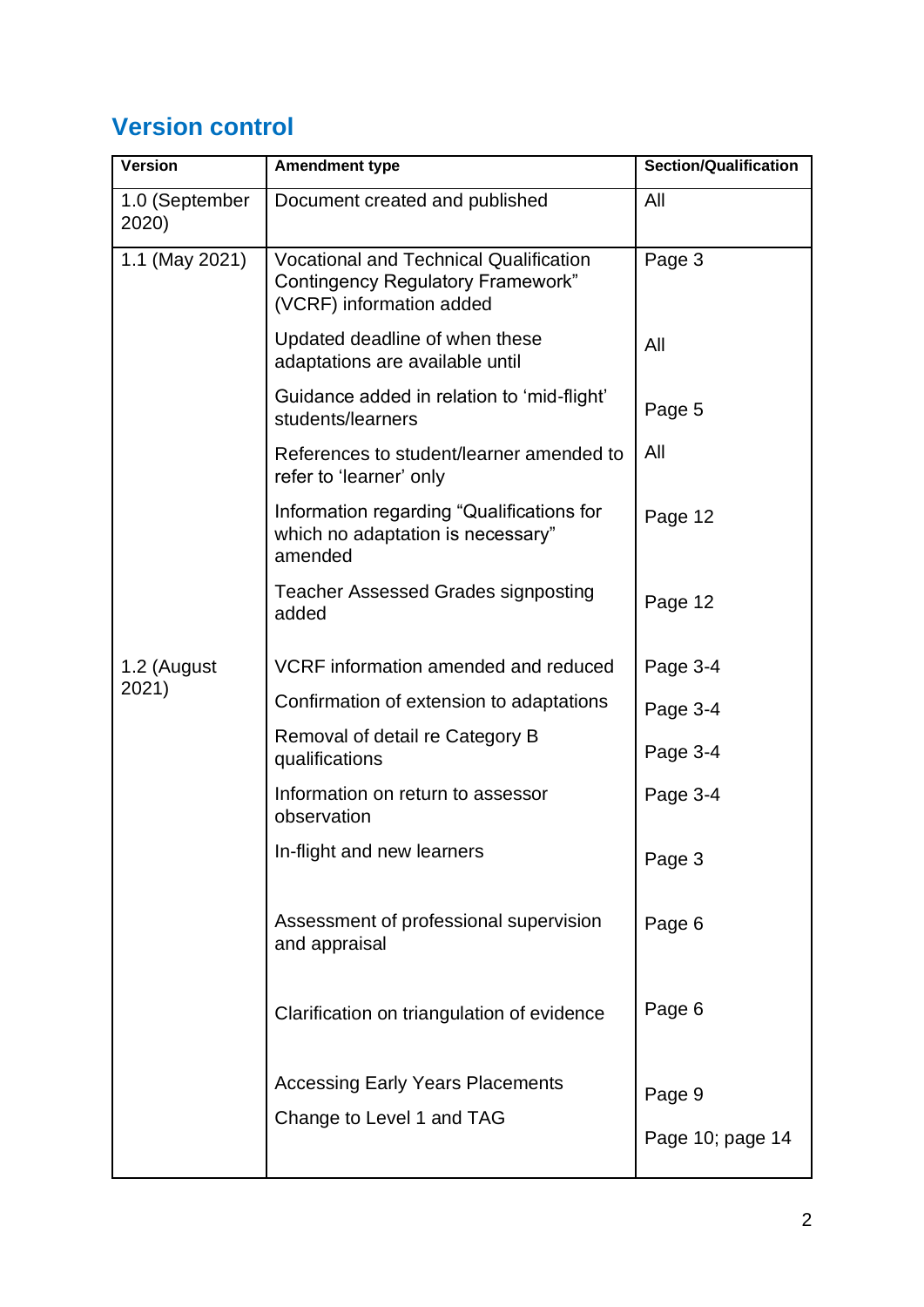## Version control

| Version | Amendment type | Section/Qualification |
|---|---|---|
| 1.0 (September 2020) | Document created and published | All |
| 1.1 (May 2021) | Vocational and Technical Qualification Contingency Regulatory Framework" (VCRF) information added | Page 3 |
| | Updated deadline of when these adaptations are available until | All |
| | Guidance added in relation to 'mid-flight' students/learners | Page 5 |
| | References to student/learner amended to refer to 'learner' only | All |
| | Information regarding "Qualifications for which no adaptation is necessary" amended | Page 12 |
| | Teacher Assessed Grades signposting added | Page 12 |
| 1.2 (August 2021) | VCRF information amended and reduced | Page 3-4 |
| | Confirmation of extension to adaptations | Page 3-4 |
| | Removal of detail re Category B qualifications | Page 3-4 |
| | Information on return to assessor observation | Page 3-4 |
| | In-flight and new learners | Page 3 |
| | Assessment of professional supervision and appraisal | Page 6 |
| | Clarification on triangulation of evidence | Page 6 |
| | Accessing Early Years Placements | Page 9 |
| | Change to Level 1 and TAG | Page 10; page 14 |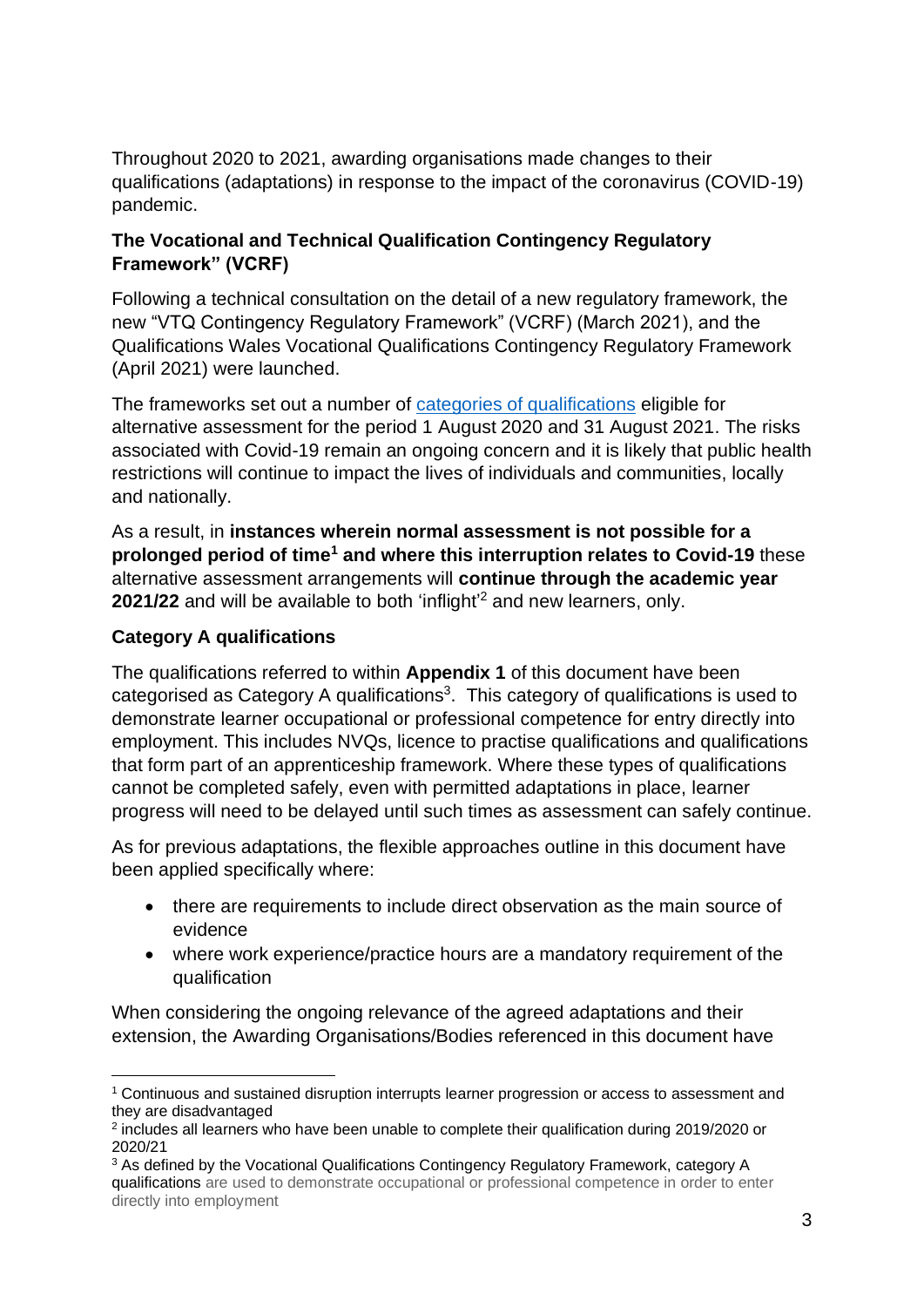Throughout 2020 to 2021, awarding organisations made changes to their qualifications (adaptations) in response to the impact of the coronavirus (COVID-19) pandemic.

**The Vocational and Technical Qualification Contingency Regulatory Framework" (VCRF)**

Following a technical consultation on the detail of a new regulatory framework, the new "VTQ Contingency Regulatory Framework" (VCRF) (March 2021), and the Qualifications Wales Vocational Qualifications Contingency Regulatory Framework (April 2021) were launched.

The frameworks set out a number of [categories of qualifications] eligible for alternative assessment for the period 1 August 2020 and 31 August 2021. The risks associated with Covid-19 remain an ongoing concern and it is likely that public health restrictions will continue to impact the lives of individuals and communities, locally and nationally.

As a result, in **instances wherein normal assessment is not possible for a prolonged period of time[1] and where this interruption relates to Covid-19** these alternative assessment arrangements will **continue through the academic year 2021/22** and will be available to both 'inflight'[2] and new learners, only.

**Category A qualifications**

The qualifications referred to within **Appendix 1** of this document have been categorised as Category A qualifications[3]. This category of qualifications is used to demonstrate learner occupational or professional competence for entry directly into employment. This includes NVQs, licence to practise qualifications and qualifications that form part of an apprenticeship framework. Where these types of qualifications cannot be completed safely, even with permitted adaptations in place, learner progress will need to be delayed until such times as assessment can safely continue.

As for previous adaptations, the flexible approaches outline in this document have been applied specifically where:

- there are requirements to include direct observation as the main source of evidence
- where work experience/practice hours are a mandatory requirement of the qualification

When considering the ongoing relevance of the agreed adaptations and their extension, the Awarding Organisations/Bodies referenced in this document have

---

[1] Continuous and sustained disruption interrupts learner progression or access to assessment and they are disadvantaged

[2] includes all learners who have been unable to complete their qualification during 2019/2020 or 2020/21

[3] As defined by the Vocational Qualifications Contingency Regulatory Framework, category A qualifications are used to demonstrate occupational or professional competence in order to enter directly into employment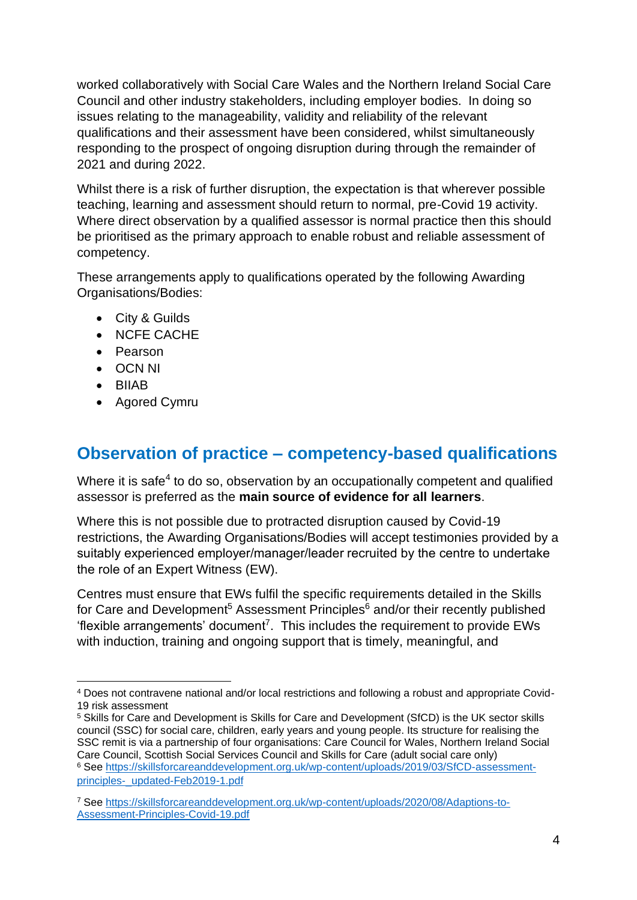worked collaboratively with Social Care Wales and the Northern Ireland Social Care Council and other industry stakeholders, including employer bodies. In doing so issues relating to the manageability, validity and reliability of the relevant qualifications and their assessment have been considered, whilst simultaneously responding to the prospect of ongoing disruption during through the remainder of 2021 and during 2022.

Whilst there is a risk of further disruption, the expectation is that wherever possible teaching, learning and assessment should return to normal, pre-Covid 19 activity. Where direct observation by a qualified assessor is normal practice then this should be prioritised as the primary approach to enable robust and reliable assessment of competency.

These arrangements apply to qualifications operated by the following Awarding Organisations/Bodies:

- City & Guilds
- NCFE CACHE
- Pearson
- OCN NI
- BIIAB
- Agored Cymru

## Observation of practice – competency-based qualifications

Where it is safe[4] to do so, observation by an occupationally competent and qualified assessor is preferred as the **main source of evidence for all learners**.

Where this is not possible due to protracted disruption caused by Covid-19 restrictions, the Awarding Organisations/Bodies will accept testimonies provided by a suitably experienced employer/manager/leader recruited by the centre to undertake the role of an Expert Witness (EW).

Centres must ensure that EWs fulfil the specific requirements detailed in the Skills for Care and Development[5] Assessment Principles[6] and/or their recently published 'flexible arrangements' document[7]. This includes the requirement to provide EWs with induction, training and ongoing support that is timely, meaningful, and

---

[4] Does not contravene national and/or local restrictions and following a robust and appropriate Covid-19 risk assessment

[5] Skills for Care and Development is Skills for Care and Development (SfCD) is the UK sector skills council (SSC) for social care, children, early years and young people. Its structure for realising the SSC remit is via a partnership of four organisations: Care Council for Wales, Northern Ireland Social Care Council, Scottish Social Services Council and Skills for Care (adult social care only)

[6] See https://skillsforcareanddevelopment.org.uk/wp-content/uploads/2019/03/SfCD-assessment-principles-_updated-Feb2019-1.pdf

[7] See https://skillsforcareanddevelopment.org.uk/wp-content/uploads/2020/08/Adaptions-to-Assessment-Principles-Covid-19.pdf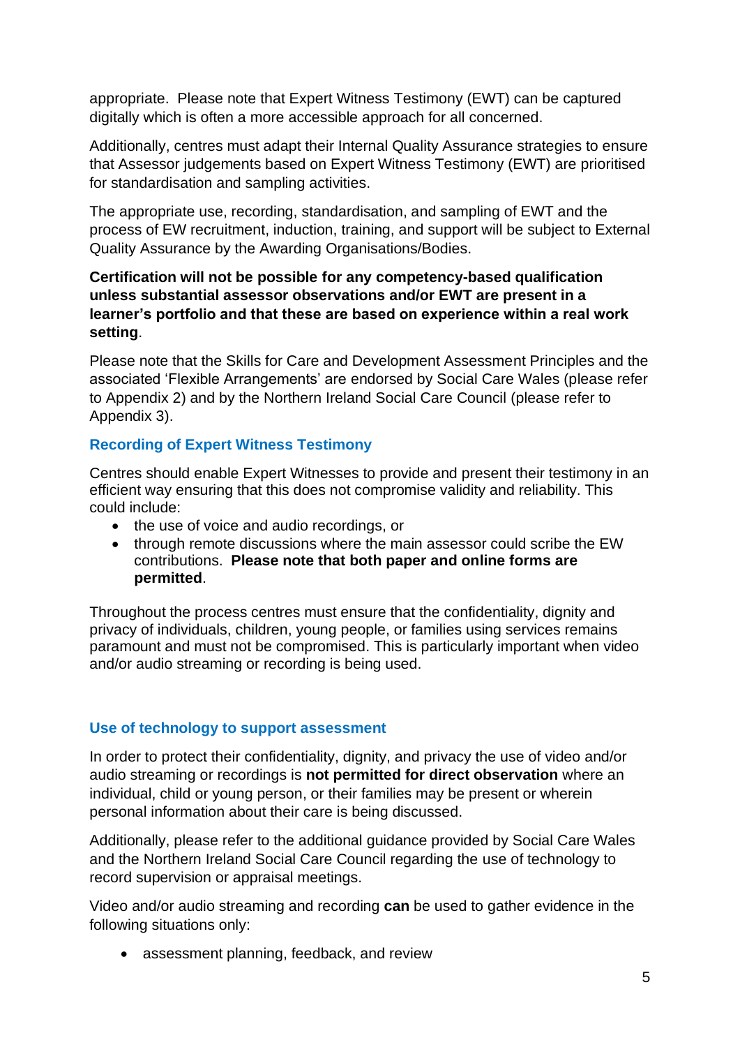appropriate.  Please note that Expert Witness Testimony (EWT) can be captured digitally which is often a more accessible approach for all concerned.

Additionally, centres must adapt their Internal Quality Assurance strategies to ensure that Assessor judgements based on Expert Witness Testimony (EWT) are prioritised for standardisation and sampling activities.

The appropriate use, recording, standardisation, and sampling of EWT and the process of EW recruitment, induction, training, and support will be subject to External Quality Assurance by the Awarding Organisations/Bodies.

**Certification will not be possible for any competency-based qualification unless substantial assessor observations and/or EWT are present in a learner's portfolio and that these are based on experience within a real work setting**.

Please note that the Skills for Care and Development Assessment Principles and the associated 'Flexible Arrangements' are endorsed by Social Care Wales (please refer to Appendix 2) and by the Northern Ireland Social Care Council (please refer to Appendix 3).

### Recording of Expert Witness Testimony

Centres should enable Expert Witnesses to provide and present their testimony in an efficient way ensuring that this does not compromise validity and reliability. This could include:

- the use of voice and audio recordings, or
- through remote discussions where the main assessor could scribe the EW contributions.  **Please note that both paper and online forms are permitted**.

Throughout the process centres must ensure that the confidentiality, dignity and privacy of individuals, children, young people, or families using services remains paramount and must not be compromised. This is particularly important when video and/or audio streaming or recording is being used.

### Use of technology to support assessment

In order to protect their confidentiality, dignity, and privacy the use of video and/or audio streaming or recordings is **not permitted for direct observation** where an individual, child or young person, or their families may be present or wherein personal information about their care is being discussed.

Additionally, please refer to the additional guidance provided by Social Care Wales and the Northern Ireland Social Care Council regarding the use of technology to record supervision or appraisal meetings.

Video and/or audio streaming and recording **can** be used to gather evidence in the following situations only:

- assessment planning, feedback, and review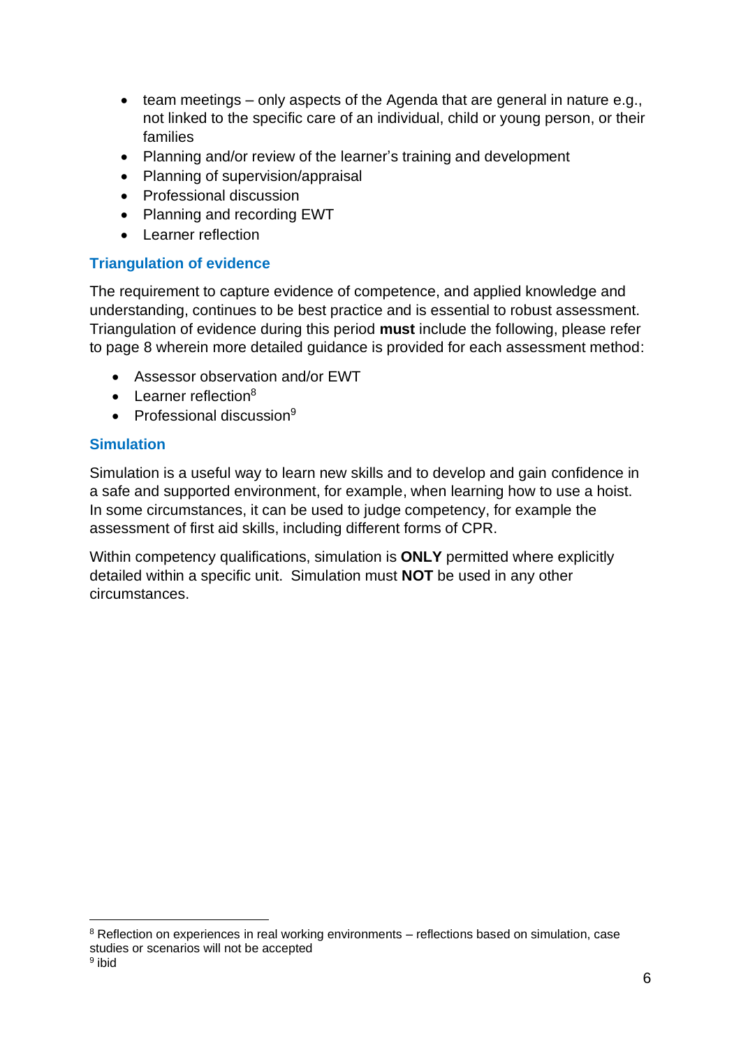- team meetings – only aspects of the Agenda that are general in nature e.g., not linked to the specific care of an individual, child or young person, or their families
- Planning and/or review of the learner's training and development
- Planning of supervision/appraisal
- Professional discussion
- Planning and recording EWT
- Learner reflection

### Triangulation of evidence

The requirement to capture evidence of competence, and applied knowledge and understanding, continues to be best practice and is essential to robust assessment. Triangulation of evidence during this period **must** include the following, please refer to page 8 wherein more detailed guidance is provided for each assessment method:

- Assessor observation and/or EWT
- Learner reflection[8]
- Professional discussion[9]

### Simulation

Simulation is a useful way to learn new skills and to develop and gain confidence in a safe and supported environment, for example, when learning how to use a hoist. In some circumstances, it can be used to judge competency, for example the assessment of first aid skills, including different forms of CPR.

Within competency qualifications, simulation is **ONLY** permitted where explicitly detailed within a specific unit. Simulation must **NOT** be used in any other circumstances.

---

[8] Reflection on experiences in real working environments – reflections based on simulation, case studies or scenarios will not be accepted

[9] ibid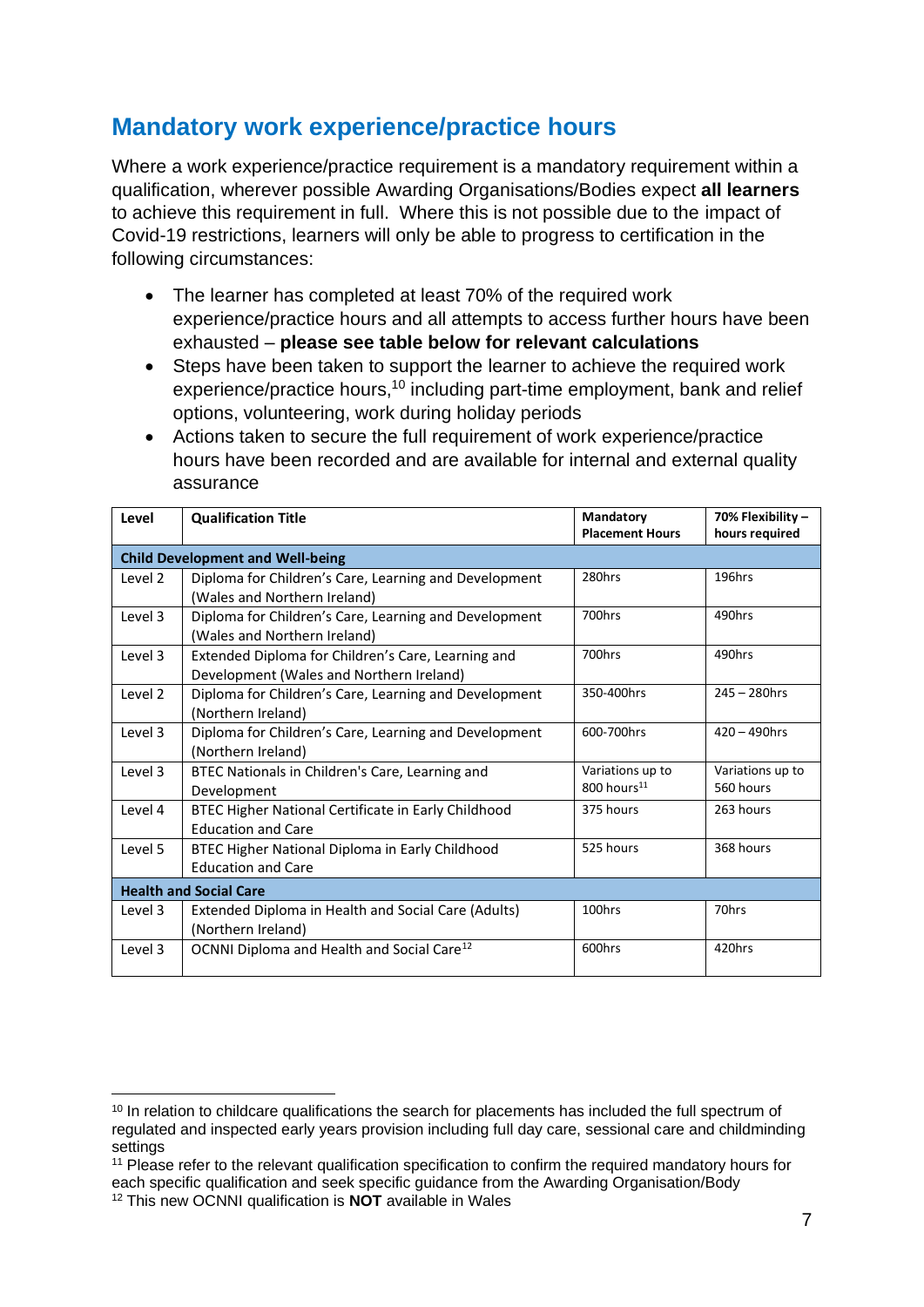## Mandatory work experience/practice hours

Where a work experience/practice requirement is a mandatory requirement within a qualification, wherever possible Awarding Organisations/Bodies expect **all learners** to achieve this requirement in full. Where this is not possible due to the impact of Covid-19 restrictions, learners will only be able to progress to certification in the following circumstances:

- The learner has completed at least 70% of the required work experience/practice hours and all attempts to access further hours have been exhausted – **please see table below for relevant calculations**
- Steps have been taken to support the learner to achieve the required work experience/practice hours,[10] including part-time employment, bank and relief options, volunteering, work during holiday periods
- Actions taken to secure the full requirement of work experience/practice hours have been recorded and are available for internal and external quality assurance

| Level | Qualification Title | Mandatory Placement Hours | 70% Flexibility – hours required |
|---|---|---|---|
| **Child Development and Well-being** | | | |
| Level 2 | Diploma for Children's Care, Learning and Development (Wales and Northern Ireland) | 280hrs | 196hrs |
| Level 3 | Diploma for Children's Care, Learning and Development (Wales and Northern Ireland) | 700hrs | 490hrs |
| Level 3 | Extended Diploma for Children's Care, Learning and Development (Wales and Northern Ireland) | 700hrs | 490hrs |
| Level 2 | Diploma for Children's Care, Learning and Development (Northern Ireland) | 350-400hrs | 245 – 280hrs |
| Level 3 | Diploma for Children's Care, Learning and Development (Northern Ireland) | 600-700hrs | 420 – 490hrs |
| Level 3 | BTEC Nationals in Children's Care, Learning and Development | Variations up to 800 hours[11] | Variations up to 560 hours |
| Level 4 | BTEC Higher National Certificate in Early Childhood Education and Care | 375 hours | 263 hours |
| Level 5 | BTEC Higher National Diploma in Early Childhood Education and Care | 525 hours | 368 hours |
| **Health and Social Care** | | | |
| Level 3 | Extended Diploma in Health and Social Care (Adults) (Northern Ireland) | 100hrs | 70hrs |
| Level 3 | OCNNI Diploma and Health and Social Care[12] | 600hrs | 420hrs |

[10] In relation to childcare qualifications the search for placements has included the full spectrum of regulated and inspected early years provision including full day care, sessional care and childminding settings

[11] Please refer to the relevant qualification specification to confirm the required mandatory hours for each specific qualification and seek specific guidance from the Awarding Organisation/Body

[12] This new OCNNI qualification is **NOT** available in Wales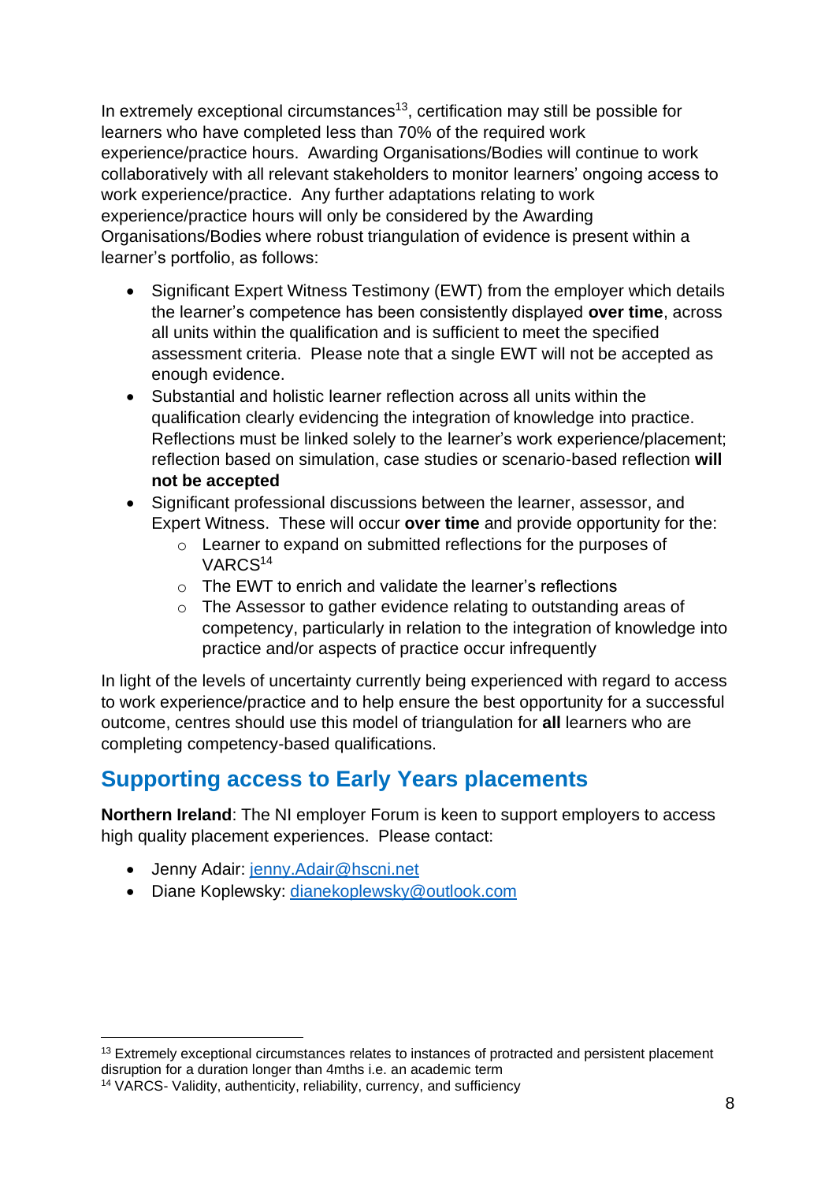In extremely exceptional circumstances[13], certification may still be possible for learners who have completed less than 70% of the required work experience/practice hours. Awarding Organisations/Bodies will continue to work collaboratively with all relevant stakeholders to monitor learners' ongoing access to work experience/practice. Any further adaptations relating to work experience/practice hours will only be considered by the Awarding Organisations/Bodies where robust triangulation of evidence is present within a learner's portfolio, as follows:

- Significant Expert Witness Testimony (EWT) from the employer which details the learner's competence has been consistently displayed **over time**, across all units within the qualification and is sufficient to meet the specified assessment criteria. Please note that a single EWT will not be accepted as enough evidence.
- Substantial and holistic learner reflection across all units within the qualification clearly evidencing the integration of knowledge into practice. Reflections must be linked solely to the learner's work experience/placement; reflection based on simulation, case studies or scenario-based reflection **will not be accepted**
- Significant professional discussions between the learner, assessor, and Expert Witness. These will occur **over time** and provide opportunity for the:
    - Learner to expand on submitted reflections for the purposes of VARCS[14]
    - The EWT to enrich and validate the learner's reflections
    - The Assessor to gather evidence relating to outstanding areas of competency, particularly in relation to the integration of knowledge into practice and/or aspects of practice occur infrequently

In light of the levels of uncertainty currently being experienced with regard to access to work experience/practice and to help ensure the best opportunity for a successful outcome, centres should use this model of triangulation for **all** learners who are completing competency-based qualifications.

## Supporting access to Early Years placements

**Northern Ireland**: The NI employer Forum is keen to support employers to access high quality placement experiences. Please contact:

- Jenny Adair: jenny.Adair@hscni.net
- Diane Koplewsky: dianekoplewsky@outlook.com

[13] Extremely exceptional circumstances relates to instances of protracted and persistent placement disruption for a duration longer than 4mths i.e. an academic term

[14] VARCS- Validity, authenticity, reliability, currency, and sufficiency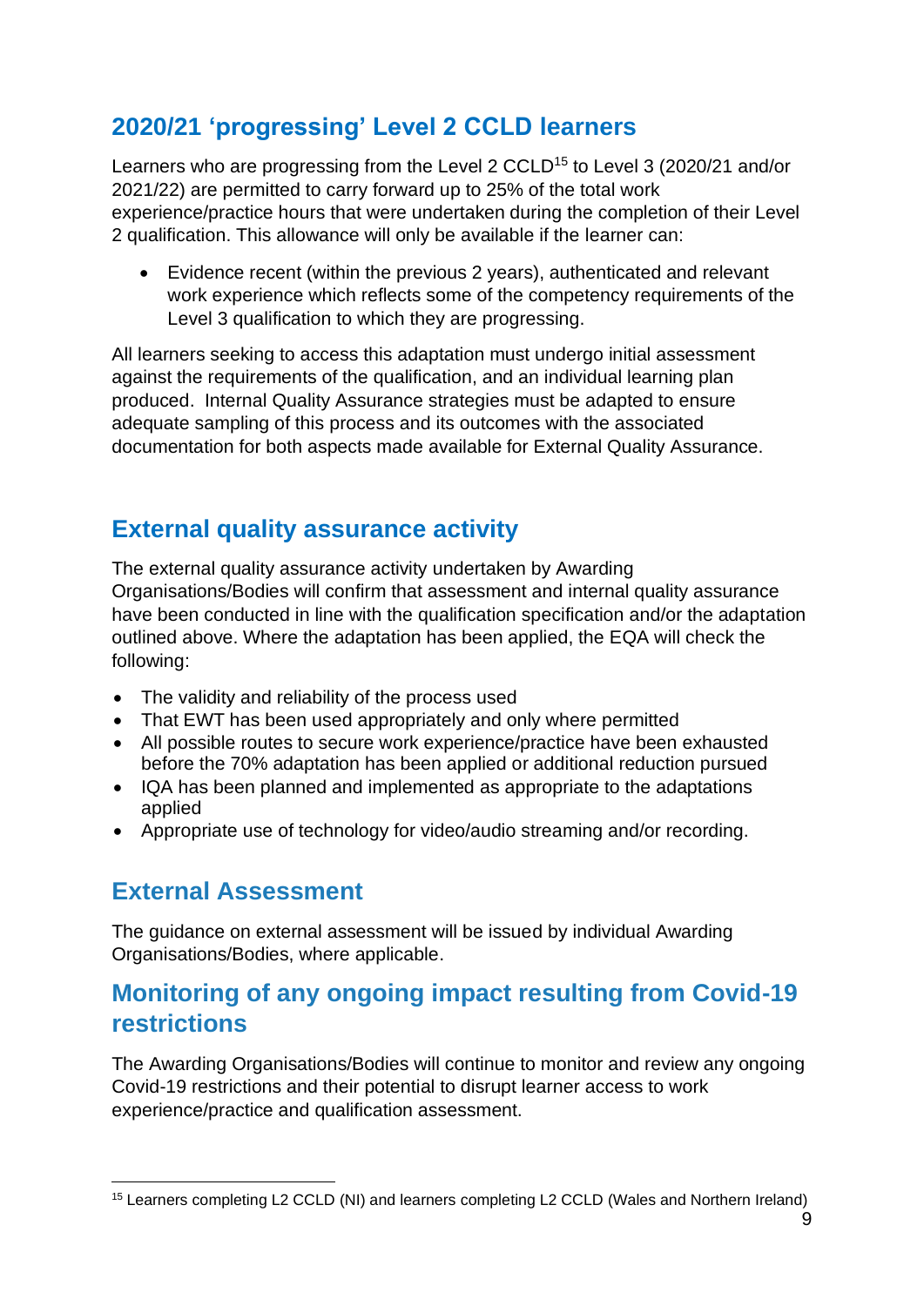## 2020/21 'progressing' Level 2 CCLD learners

Learners who are progressing from the Level 2 CCLD[15] to Level 3 (2020/21 and/or 2021/22) are permitted to carry forward up to 25% of the total work experience/practice hours that were undertaken during the completion of their Level 2 qualification. This allowance will only be available if the learner can:

- Evidence recent (within the previous 2 years), authenticated and relevant work experience which reflects some of the competency requirements of the Level 3 qualification to which they are progressing.

All learners seeking to access this adaptation must undergo initial assessment against the requirements of the qualification, and an individual learning plan produced. Internal Quality Assurance strategies must be adapted to ensure adequate sampling of this process and its outcomes with the associated documentation for both aspects made available for External Quality Assurance.

## External quality assurance activity

The external quality assurance activity undertaken by Awarding Organisations/Bodies will confirm that assessment and internal quality assurance have been conducted in line with the qualification specification and/or the adaptation outlined above. Where the adaptation has been applied, the EQA will check the following:

- The validity and reliability of the process used
- That EWT has been used appropriately and only where permitted
- All possible routes to secure work experience/practice have been exhausted before the 70% adaptation has been applied or additional reduction pursued
- IQA has been planned and implemented as appropriate to the adaptations applied
- Appropriate use of technology for video/audio streaming and/or recording.

## External Assessment

The guidance on external assessment will be issued by individual Awarding Organisations/Bodies, where applicable.

## Monitoring of any ongoing impact resulting from Covid-19 restrictions

The Awarding Organisations/Bodies will continue to monitor and review any ongoing Covid-19 restrictions and their potential to disrupt learner access to work experience/practice and qualification assessment.

---

[15] Learners completing L2 CCLD (NI) and learners completing L2 CCLD (Wales and Northern Ireland)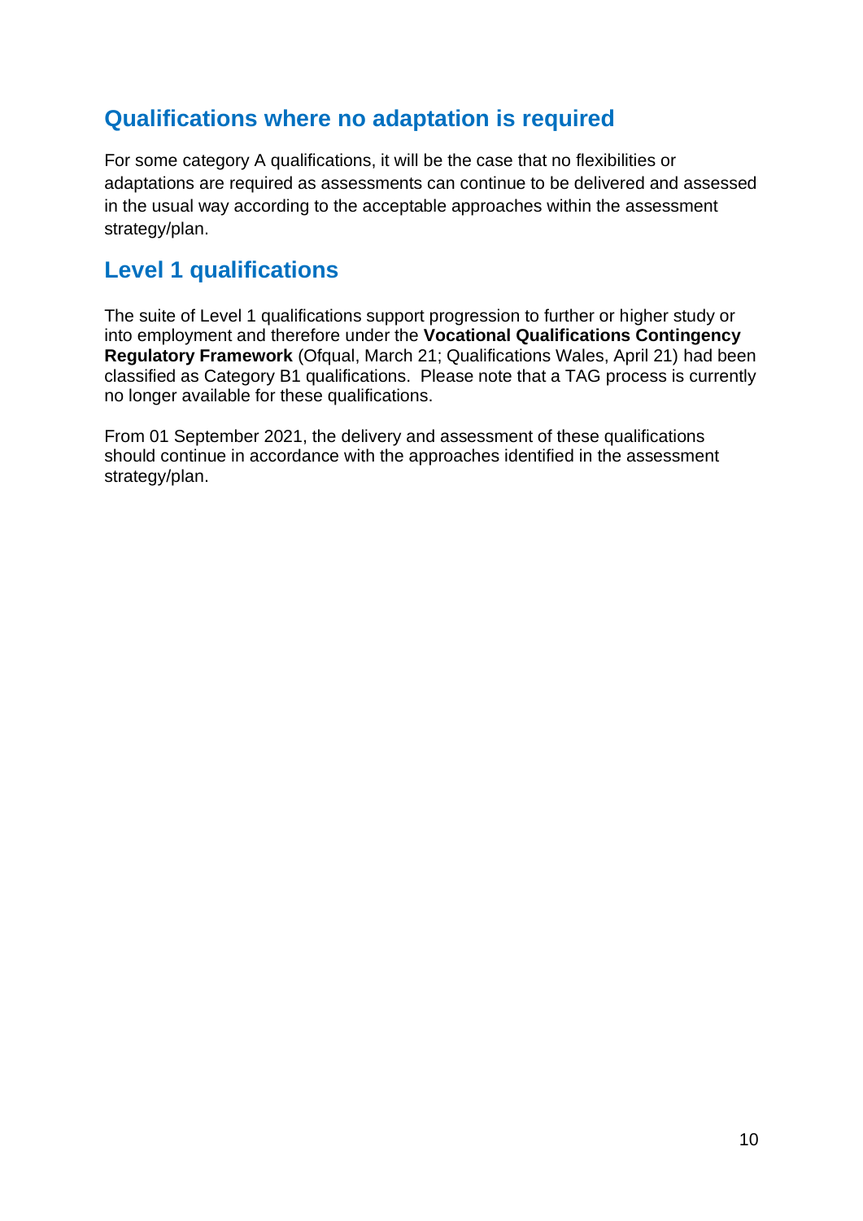## Qualifications where no adaptation is required

For some category A qualifications, it will be the case that no flexibilities or adaptations are required as assessments can continue to be delivered and assessed in the usual way according to the acceptable approaches within the assessment strategy/plan.

## Level 1 qualifications

The suite of Level 1 qualifications support progression to further or higher study or into employment and therefore under the **Vocational Qualifications Contingency Regulatory Framework** (Ofqual, March 21; Qualifications Wales, April 21) had been classified as Category B1 qualifications. Please note that a TAG process is currently no longer available for these qualifications.

From 01 September 2021, the delivery and assessment of these qualifications should continue in accordance with the approaches identified in the assessment strategy/plan.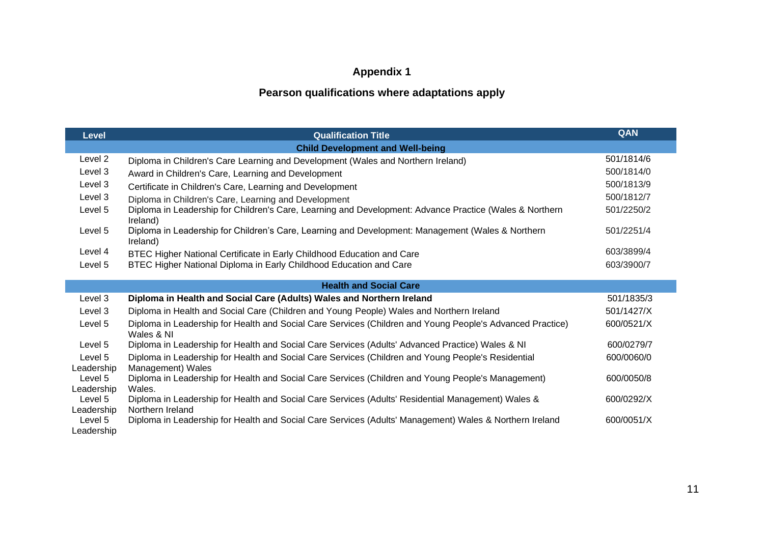# Appendix 1

## Pearson qualifications where adaptations apply

| Level | Qualification Title | QAN |
|---|---|---|
| | **Child Development and Well-being** | |
| Level 2 | Diploma in Children's Care Learning and Development (Wales and Northern Ireland) | 501/1814/6 |
| Level 3 | Award in Children's Care, Learning and Development | 500/1814/0 |
| Level 3 | Certificate in Children's Care, Learning and Development | 500/1813/9 |
| Level 3 | Diploma in Children's Care, Learning and Development | 500/1812/7 |
| Level 5 | Diploma in Leadership for Children's Care, Learning and Development: Advance Practice (Wales & Northern Ireland) | 501/2250/2 |
| Level 5 | Diploma in Leadership for Children's Care, Learning and Development: Management (Wales & Northern Ireland) | 501/2251/4 |
| Level 4 | BTEC Higher National Certificate in Early Childhood Education and Care | 603/3899/4 |
| Level 5 | BTEC Higher National Diploma in Early Childhood Education and Care | 603/3900/7 |
| | **Health and Social Care** | |
| Level 3 | **Diploma in Health and Social Care (Adults) Wales and Northern Ireland** | 501/1835/3 |
| Level 3 | Diploma in Health and Social Care (Children and Young People) Wales and Northern Ireland | 501/1427/X |
| Level 5 | Diploma in Leadership for Health and Social Care Services (Children and Young People's Advanced Practice) Wales & NI | 600/0521/X |
| Level 5 | Diploma in Leadership for Health and Social Care Services (Adults' Advanced Practice) Wales & NI | 600/0279/7 |
| Level 5 Leadership | Diploma in Leadership for Health and Social Care Services (Children and Young People's Residential Management) Wales | 600/0060/0 |
| Level 5 Leadership | Diploma in Leadership for Health and Social Care Services (Children and Young People's Management) Wales. | 600/0050/8 |
| Level 5 Leadership | Diploma in Leadership for Health and Social Care Services (Adults' Residential Management) Wales & Northern Ireland | 600/0292/X |
| Level 5 Leadership | Diploma in Leadership for Health and Social Care Services (Adults' Management) Wales & Northern Ireland | 600/0051/X |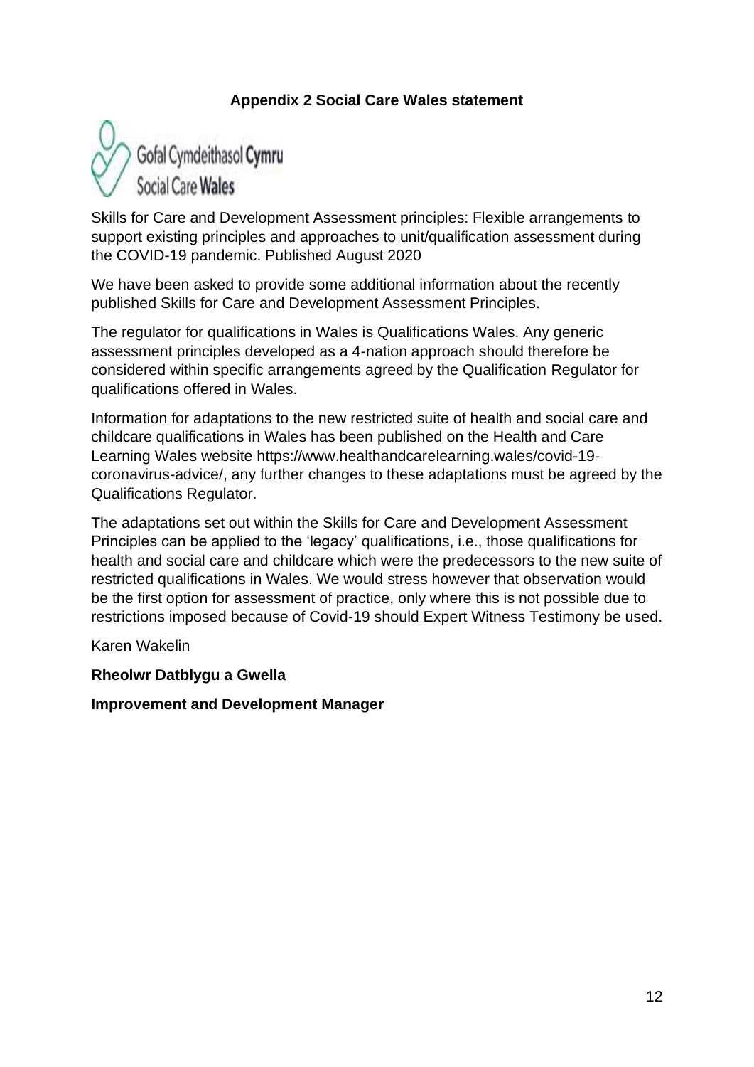## Appendix 2 Social Care Wales statement

Gofal Cymdeithasol **Cymru**
Social Care **Wales**

Skills for Care and Development Assessment principles: Flexible arrangements to support existing principles and approaches to unit/qualification assessment during the COVID-19 pandemic. Published August 2020

We have been asked to provide some additional information about the recently published Skills for Care and Development Assessment Principles.

The regulator for qualifications in Wales is Qualifications Wales. Any generic assessment principles developed as a 4-nation approach should therefore be considered within specific arrangements agreed by the Qualification Regulator for qualifications offered in Wales.

Information for adaptations to the new restricted suite of health and social care and childcare qualifications in Wales has been published on the Health and Care Learning Wales website https://www.healthandcarelearning.wales/covid-19-coronavirus-advice/, any further changes to these adaptations must be agreed by the Qualifications Regulator.

The adaptations set out within the Skills for Care and Development Assessment Principles can be applied to the 'legacy' qualifications, i.e., those qualifications for health and social care and childcare which were the predecessors to the new suite of restricted qualifications in Wales. We would stress however that observation would be the first option for assessment of practice, only where this is not possible due to restrictions imposed because of Covid-19 should Expert Witness Testimony be used.

Karen Wakelin

**Rheolwr Datblygu a Gwella**

**Improvement and Development Manager**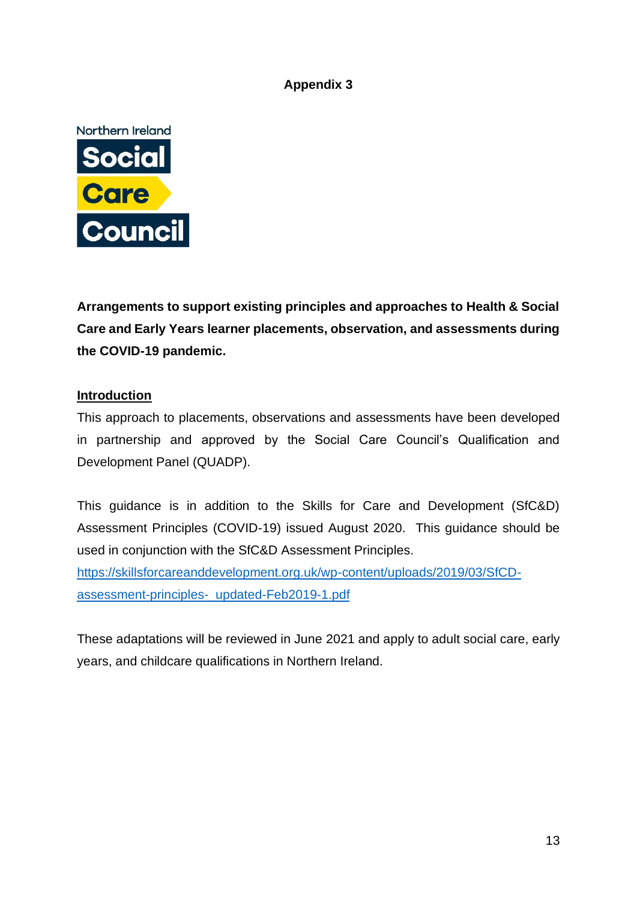**Appendix 3**

Northern Ireland Social Care Council

**Arrangements to support existing principles and approaches to Health & Social Care and Early Years learner placements, observation, and assessments during the COVID-19 pandemic.**

**Introduction**

This approach to placements, observations and assessments have been developed in partnership and approved by the Social Care Council's Qualification and Development Panel (QUADP).

This guidance is in addition to the Skills for Care and Development (SfC&D) Assessment Principles (COVID-19) issued August 2020. This guidance should be used in conjunction with the SfC&D Assessment Principles.
https://skillsforcareanddevelopment.org.uk/wp-content/uploads/2019/03/SfCD-assessment-principles-_updated-Feb2019-1.pdf

These adaptations will be reviewed in June 2021 and apply to adult social care, early years, and childcare qualifications in Northern Ireland.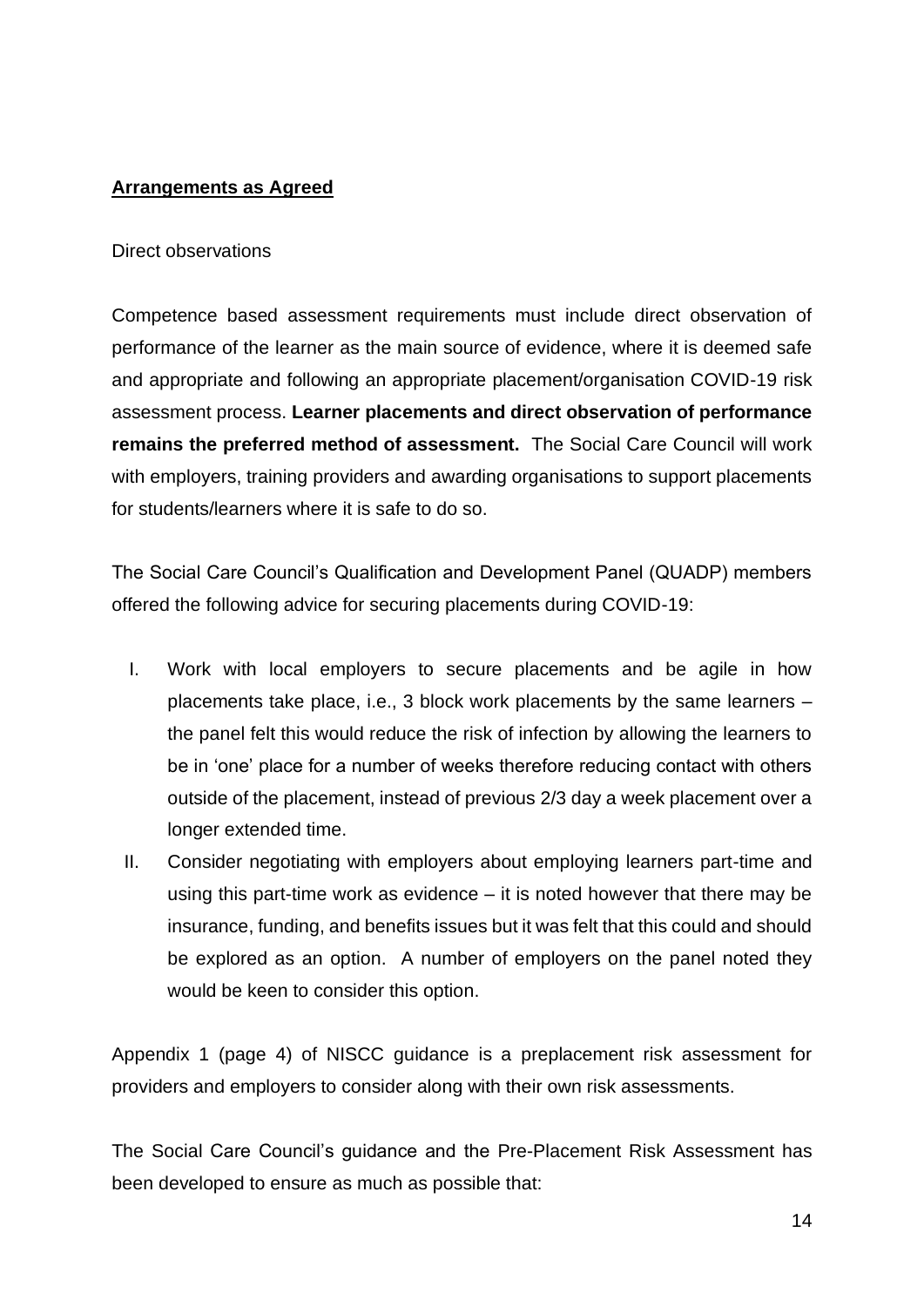**Arrangements as Agreed**

Direct observations

Competence based assessment requirements must include direct observation of performance of the learner as the main source of evidence, where it is deemed safe and appropriate and following an appropriate placement/organisation COVID-19 risk assessment process. **Learner placements and direct observation of performance remains the preferred method of assessment.** The Social Care Council will work with employers, training providers and awarding organisations to support placements for students/learners where it is safe to do so.

The Social Care Council's Qualification and Development Panel (QUADP) members offered the following advice for securing placements during COVID-19:

I. Work with local employers to secure placements and be agile in how placements take place, i.e., 3 block work placements by the same learners – the panel felt this would reduce the risk of infection by allowing the learners to be in 'one' place for a number of weeks therefore reducing contact with others outside of the placement, instead of previous 2/3 day a week placement over a longer extended time.

II. Consider negotiating with employers about employing learners part-time and using this part-time work as evidence – it is noted however that there may be insurance, funding, and benefits issues but it was felt that this could and should be explored as an option. A number of employers on the panel noted they would be keen to consider this option.

Appendix 1 (page 4) of NISCC guidance is a preplacement risk assessment for providers and employers to consider along with their own risk assessments.

The Social Care Council's guidance and the Pre-Placement Risk Assessment has been developed to ensure as much as possible that: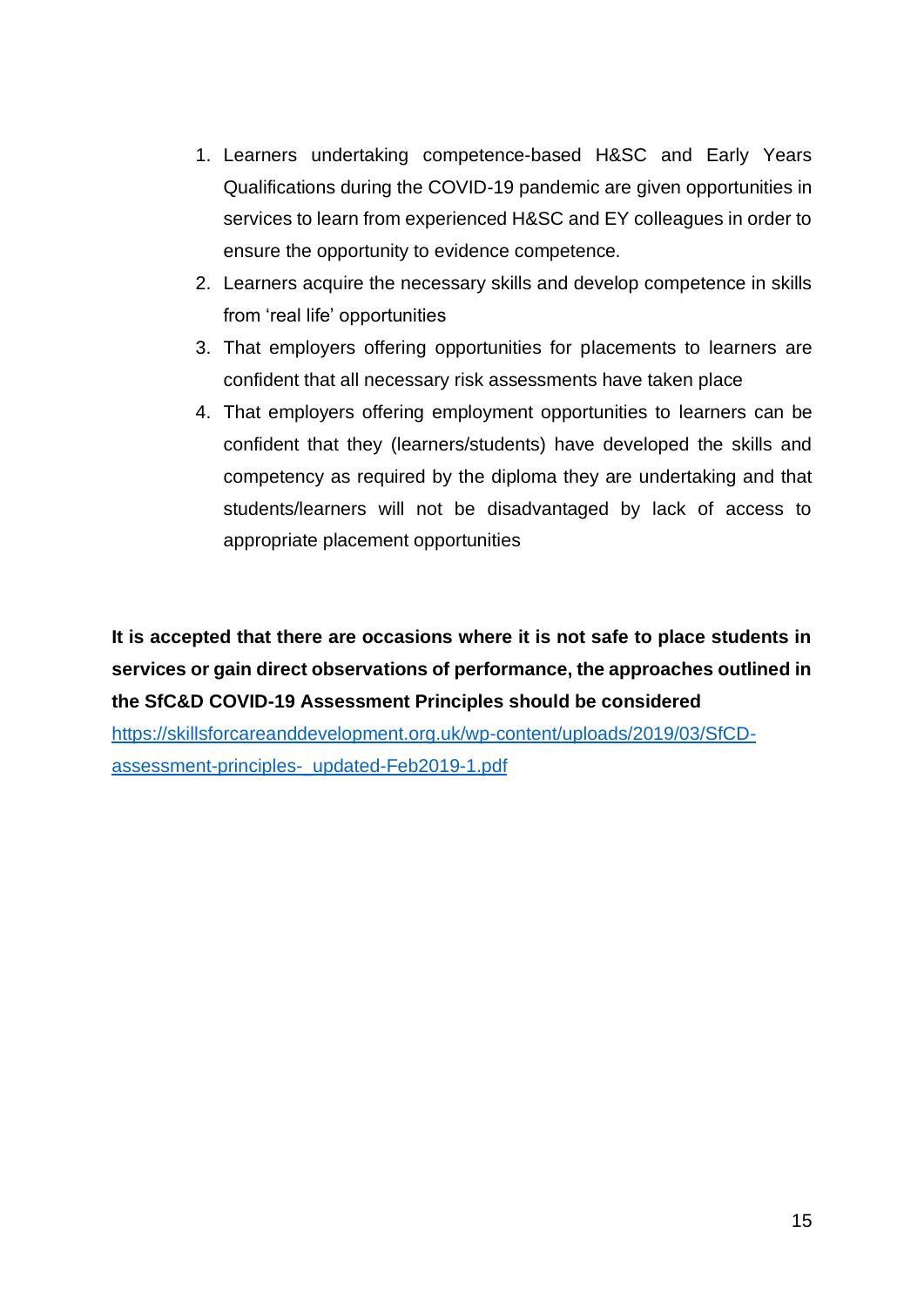1. Learners undertaking competence-based H&SC and Early Years Qualifications during the COVID-19 pandemic are given opportunities in services to learn from experienced H&SC and EY colleagues in order to ensure the opportunity to evidence competence.
2. Learners acquire the necessary skills and develop competence in skills from 'real life' opportunities
3. That employers offering opportunities for placements to learners are confident that all necessary risk assessments have taken place
4. That employers offering employment opportunities to learners can be confident that they (learners/students) have developed the skills and competency as required by the diploma they are undertaking and that students/learners will not be disadvantaged by lack of access to appropriate placement opportunities

**It is accepted that there are occasions where it is not safe to place students in services or gain direct observations of performance, the approaches outlined in the SfC&D COVID-19 Assessment Principles should be considered**
[https://skillsforcareanddevelopment.org.uk/wp-content/uploads/2019/03/SfCD-assessment-principles-_updated-Feb2019-1.pdf](https://skillsforcareanddevelopment.org.uk/wp-content/uploads/2019/03/SfCD-assessment-principles-_updated-Feb2019-1.pdf)